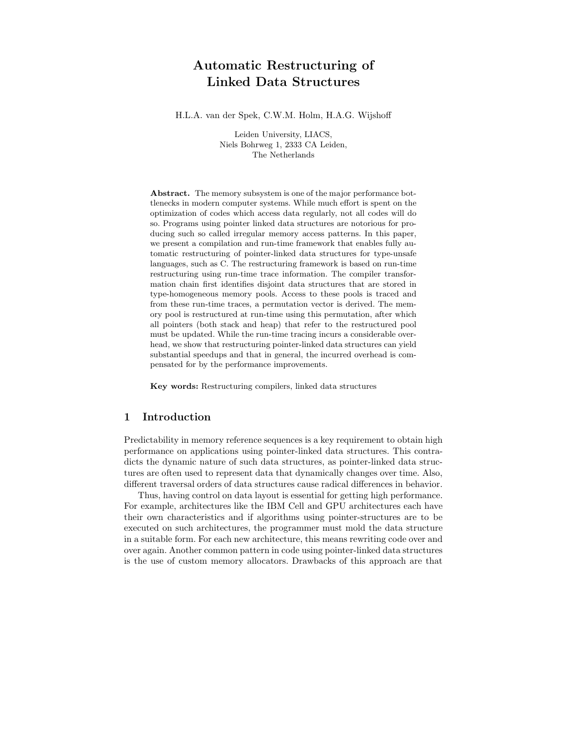# Automatic Restructuring of Linked Data Structures

H.L.A. van der Spek, C.W.M. Holm, H.A.G. Wijshoff

Leiden University, LIACS,
Niels Bohrweg 1, 2333 CA Leiden,
The Netherlands

**Abstract.** The memory subsystem is one of the major performance bottlenecks in modern computer systems. While much effort is spent on the optimization of codes which access data regularly, not all codes will do so. Programs using pointer linked data structures are notorious for producing such so called irregular memory access patterns. In this paper, we present a compilation and run-time framework that enables fully automatic restructuring of pointer-linked data structures for type-unsafe languages, such as C. The restructuring framework is based on run-time restructuring using run-time trace information. The compiler transformation chain first identifies disjoint data structures that are stored in type-homogeneous memory pools. Access to these pools is traced and from these run-time traces, a permutation vector is derived. The memory pool is restructured at run-time using this permutation, after which all pointers (both stack and heap) that refer to the restructured pool must be updated. While the run-time tracing incurs a considerable overhead, we show that restructuring pointer-linked data structures can yield substantial speedups and that in general, the incurred overhead is compensated for by the performance improvements.

**Key words:** Restructuring compilers, linked data structures

## 1 Introduction

Predictability in memory reference sequences is a key requirement to obtain high performance on applications using pointer-linked data structures. This contradicts the dynamic nature of such data structures, as pointer-linked data structures are often used to represent data that dynamically changes over time. Also, different traversal orders of data structures cause radical differences in behavior.

Thus, having control on data layout is essential for getting high performance. For example, architectures like the IBM Cell and GPU architectures each have their own characteristics and if algorithms using pointer-structures are to be executed on such architectures, the programmer must mold the data structure in a suitable form. For each new architecture, this means rewriting code over and over again. Another common pattern in code using pointer-linked data structures is the use of custom memory allocators. Drawbacks of this approach are that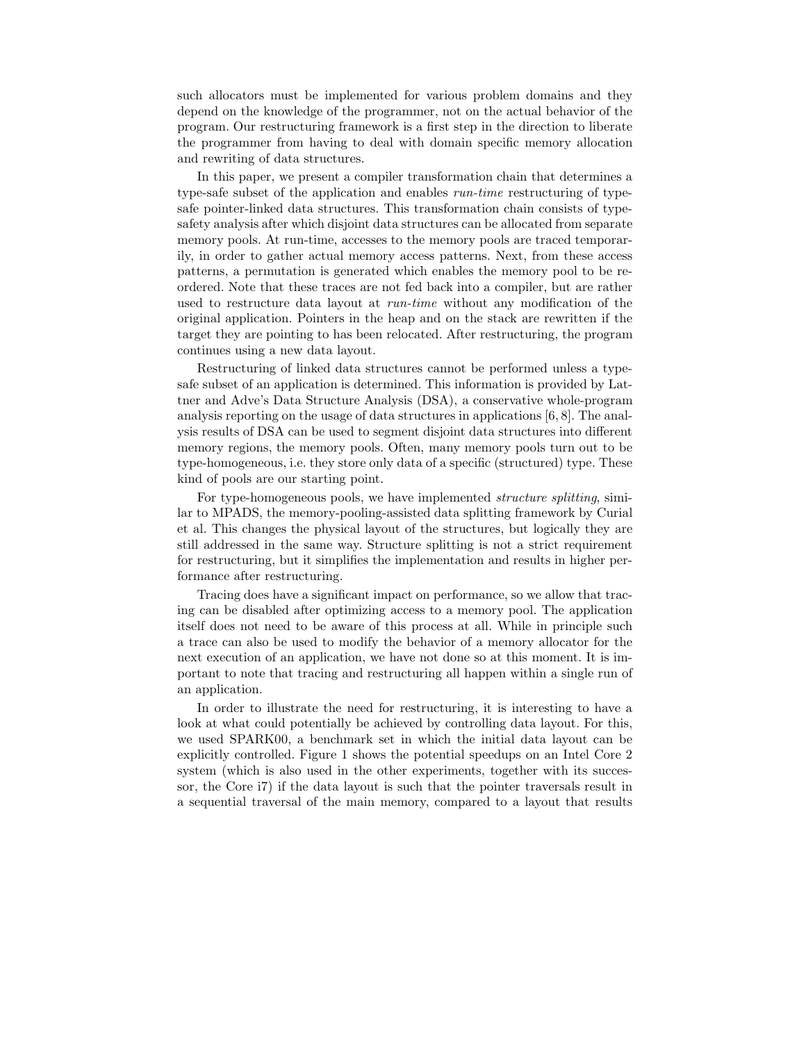such allocators must be implemented for various problem domains and they depend on the knowledge of the programmer, not on the actual behavior of the program. Our restructuring framework is a first step in the direction to liberate the programmer from having to deal with domain specific memory allocation and rewriting of data structures.

In this paper, we present a compiler transformation chain that determines a type-safe subset of the application and enables *run-time* restructuring of type-safe pointer-linked data structures. This transformation chain consists of type-safety analysis after which disjoint data structures can be allocated from separate memory pools. At run-time, accesses to the memory pools are traced temporarily, in order to gather actual memory access patterns. Next, from these access patterns, a permutation is generated which enables the memory pool to be reordered. Note that these traces are not fed back into a compiler, but are rather used to restructure data layout at *run-time* without any modification of the original application. Pointers in the heap and on the stack are rewritten if the target they are pointing to has been relocated. After restructuring, the program continues using a new data layout.

Restructuring of linked data structures cannot be performed unless a type-safe subset of an application is determined. This information is provided by Lattner and Adve's Data Structure Analysis (DSA), a conservative whole-program analysis reporting on the usage of data structures in applications [6, 8]. The analysis results of DSA can be used to segment disjoint data structures into different memory regions, the memory pools. Often, many memory pools turn out to be type-homogeneous, i.e. they store only data of a specific (structured) type. These kind of pools are our starting point.

For type-homogeneous pools, we have implemented *structure splitting*, similar to MPADS, the memory-pooling-assisted data splitting framework by Curial et al. This changes the physical layout of the structures, but logically they are still addressed in the same way. Structure splitting is not a strict requirement for restructuring, but it simplifies the implementation and results in higher performance after restructuring.

Tracing does have a significant impact on performance, so we allow that tracing can be disabled after optimizing access to a memory pool. The application itself does not need to be aware of this process at all. While in principle such a trace can also be used to modify the behavior of a memory allocator for the next execution of an application, we have not done so at this moment. It is important to note that tracing and restructuring all happen within a single run of an application.

In order to illustrate the need for restructuring, it is interesting to have a look at what could potentially be achieved by controlling data layout. For this, we used SPARK00, a benchmark set in which the initial data layout can be explicitly controlled. Figure 1 shows the potential speedups on an Intel Core 2 system (which is also used in the other experiments, together with its successor, the Core i7) if the data layout is such that the pointer traversals result in a sequential traversal of the main memory, compared to a layout that results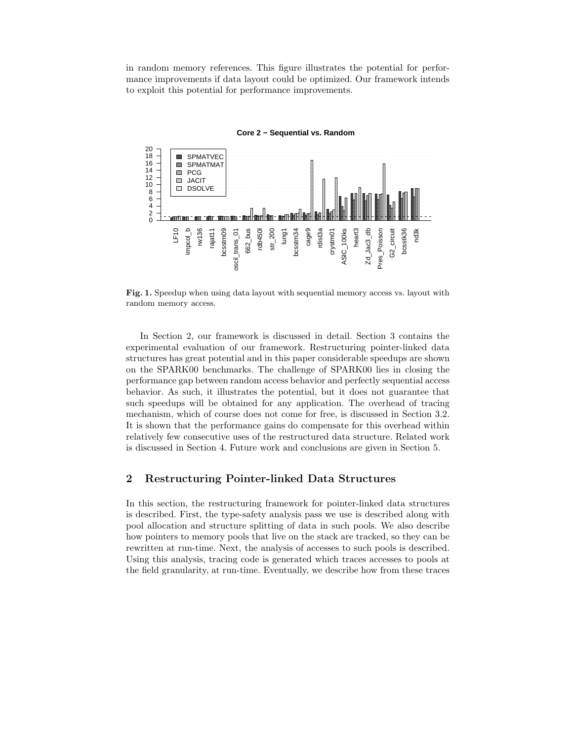in random memory references. This figure illustrates the potential for performance improvements if data layout could be optimized. Our framework intends to exploit this potential for performance improvements.

**Fig. 1.** Speedup when using data layout with sequential memory access vs. layout with random memory access.

In Section 2, our framework is discussed in detail. Section 3 contains the experimental evaluation of our framework. Restructuring pointer-linked data structures has great potential and in this paper considerable speedups are shown on the SPARK00 benchmarks. The challenge of SPARK00 lies in closing the performance gap between random access behavior and perfectly sequential access behavior. As such, it illustrates the potential, but it does not guarantee that such speedups will be obtained for any application. The overhead of tracing mechanism, which of course does not come for free, is discussed in Section 3.2. It is shown that the performance gains do compensate for this overhead within relatively few consecutive uses of the restructured data structure. Related work is discussed in Section 4. Future work and conclusions are given in Section 5.

## 2 Restructuring Pointer-linked Data Structures

In this section, the restructuring framework for pointer-linked data structures is described. First, the type-safety analysis pass we use is described along with pool allocation and structure splitting of data in such pools. We also describe how pointers to memory pools that live on the stack are tracked, so they can be rewritten at run-time. Next, the analysis of accesses to such pools is described. Using this analysis, tracing code is generated which traces accesses to pools at the field granularity, at run-time. Eventually, we describe how from these traces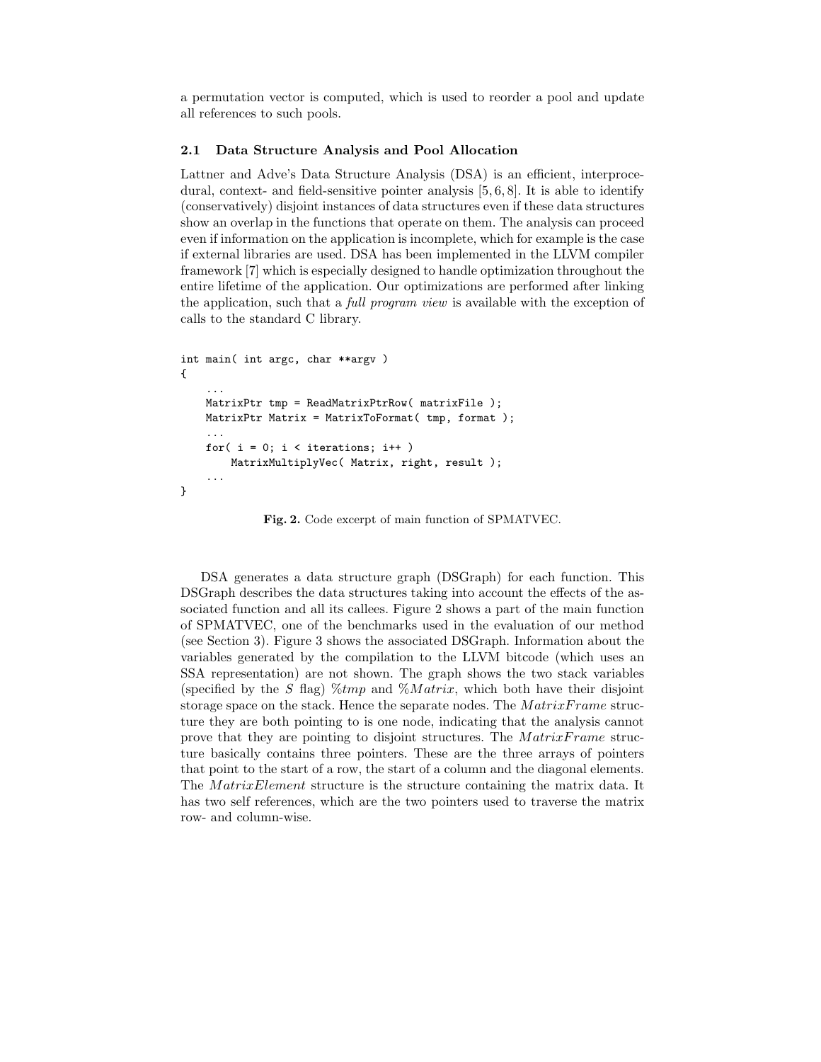a permutation vector is computed, which is used to reorder a pool and update all references to such pools.

### 2.1 Data Structure Analysis and Pool Allocation

Lattner and Adve's Data Structure Analysis (DSA) is an efficient, interprocedural, context- and field-sensitive pointer analysis [5, 6, 8]. It is able to identify (conservatively) disjoint instances of data structures even if these data structures show an overlap in the functions that operate on them. The analysis can proceed even if information on the application is incomplete, which for example is the case if external libraries are used. DSA has been implemented in the LLVM compiler framework [7] which is especially designed to handle optimization throughout the entire lifetime of the application. Our optimizations are performed after linking the application, such that a *full program view* is available with the exception of calls to the standard C library.

```
int main( int argc, char **argv )
{
    ...
    MatrixPtr tmp = ReadMatrixPtrRow( matrixFile );
    MatrixPtr Matrix = MatrixToFormat( tmp, format );
    ...
    for( i = 0; i < iterations; i++ )
        MatrixMultiplyVec( Matrix, right, result );
    ...
}
```

**Fig. 2.** Code excerpt of main function of SPMATVEC.

DSA generates a data structure graph (DSGraph) for each function. This DSGraph describes the data structures taking into account the effects of the associated function and all its callees. Figure 2 shows a part of the main function of SPMATVEC, one of the benchmarks used in the evaluation of our method (see Section 3). Figure 3 shows the associated DSGraph. Information about the variables generated by the compilation to the LLVM bitcode (which uses an SSA representation) are not shown. The graph shows the two stack variables (specified by the $S$ flag) $\%tmp$ and $\%Matrix$, which both have their disjoint storage space on the stack. Hence the separate nodes. The $MatrixFrame$ structure they are both pointing to is one node, indicating that the analysis cannot prove that they are pointing to disjoint structures. The $MatrixFrame$ structure basically contains three pointers. These are the three arrays of pointers that point to the start of a row, the start of a column and the diagonal elements. The $MatrixElement$ structure is the structure containing the matrix data. It has two self references, which are the two pointers used to traverse the matrix row- and column-wise.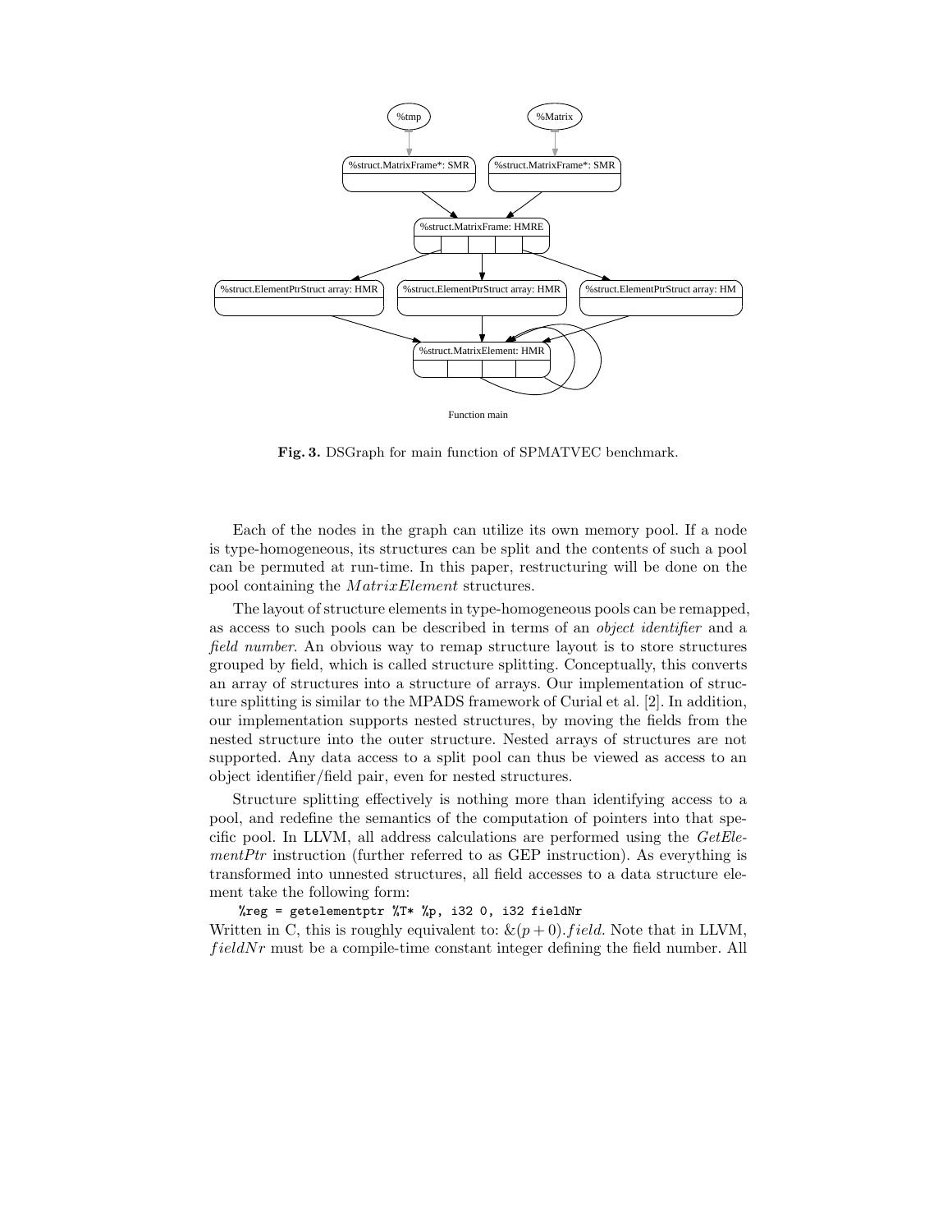Fig. 3. DSGraph for main function of SPMATVEC benchmark.

Each of the nodes in the graph can utilize its own memory pool. If a node is type-homogeneous, its structures can be split and the contents of such a pool can be permuted at run-time. In this paper, restructuring will be done on the pool containing the $MatrixElement$ structures.

The layout of structure elements in type-homogeneous pools can be remapped, as access to such pools can be described in terms of an *object identifier* and a *field number*. An obvious way to remap structure layout is to store structures grouped by field, which is called structure splitting. Conceptually, this converts an array of structures into a structure of arrays. Our implementation of structure splitting is similar to the MPADS framework of Curial et al. [2]. In addition, our implementation supports nested structures, by moving the fields from the nested structure into the outer structure. Nested arrays of structures are not supported. Any data access to a split pool can thus be viewed as access to an object identifier/field pair, even for nested structures.

Structure splitting effectively is nothing more than identifying access to a pool, and redefine the semantics of the computation of pointers into that specific pool. In LLVM, all address calculations are performed using the *GetElementPtr* instruction (further referred to as GEP instruction). As everything is transformed into unnested structures, all field accesses to a data structure element take the following form:

```
%reg = getelementptr %T* %p, i32 0, i32 fieldNr
```

Written in C, this is roughly equivalent to: $\&(p+0).field$. Note that in LLVM, $fieldNr$ must be a compile-time constant integer defining the field number. All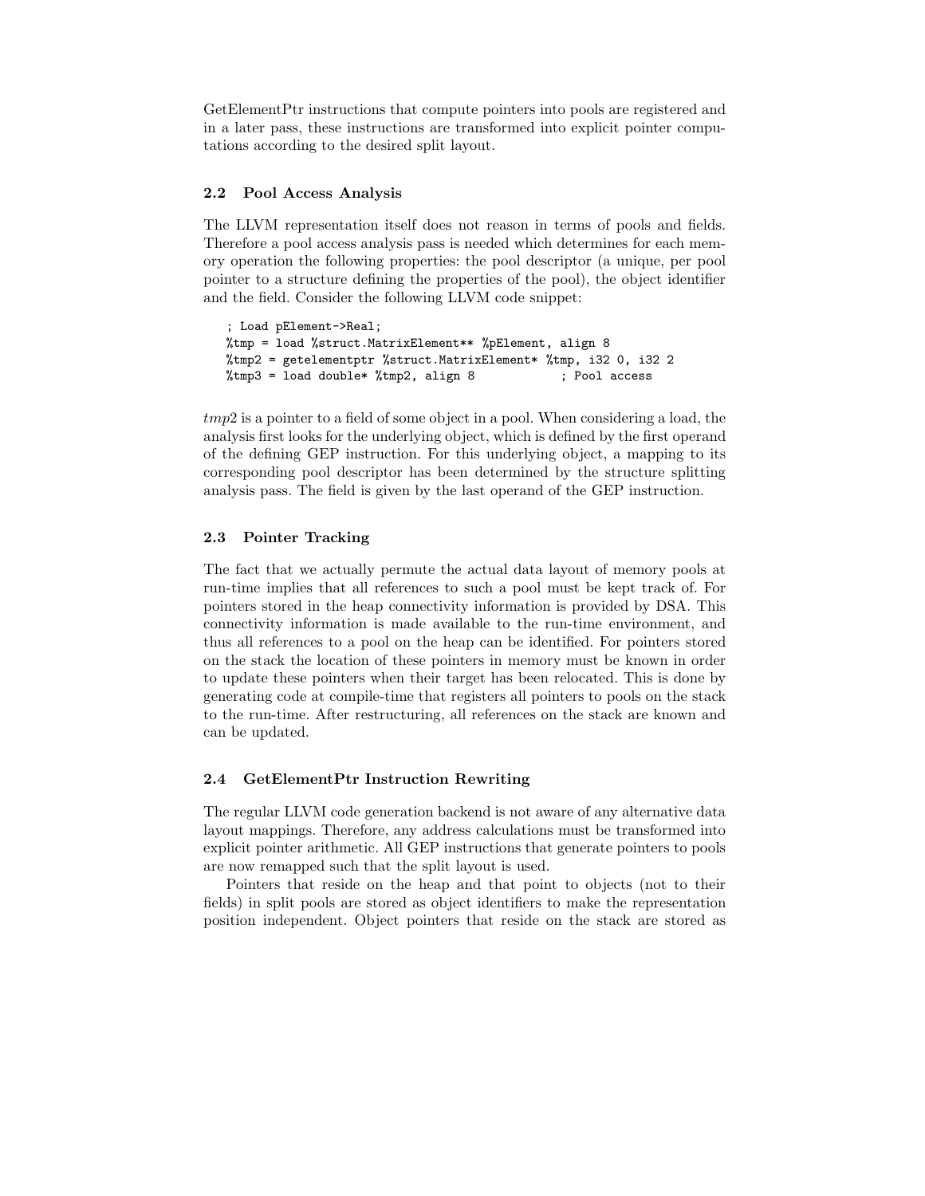GetElementPtr instructions that compute pointers into pools are registered and in a later pass, these instructions are transformed into explicit pointer computations according to the desired split layout.

### 2.2 Pool Access Analysis

The LLVM representation itself does not reason in terms of pools and fields. Therefore a pool access analysis pass is needed which determines for each memory operation the following properties: the pool descriptor (a unique, per pool pointer to a structure defining the properties of the pool), the object identifier and the field. Consider the following LLVM code snippet:

```
; Load pElement->Real;
%tmp = load %struct.MatrixElement** %pElement, align 8
%tmp2 = getelementptr %struct.MatrixElement* %tmp, i32 0, i32 2
%tmp3 = load double* %tmp2, align 8           ; Pool access
```

*tmp2* is a pointer to a field of some object in a pool. When considering a load, the analysis first looks for the underlying object, which is defined by the first operand of the defining GEP instruction. For this underlying object, a mapping to its corresponding pool descriptor has been determined by the structure splitting analysis pass. The field is given by the last operand of the GEP instruction.

### 2.3 Pointer Tracking

The fact that we actually permute the actual data layout of memory pools at run-time implies that all references to such a pool must be kept track of. For pointers stored in the heap connectivity information is provided by DSA. This connectivity information is made available to the run-time environment, and thus all references to a pool on the heap can be identified. For pointers stored on the stack the location of these pointers in memory must be known in order to update these pointers when their target has been relocated. This is done by generating code at compile-time that registers all pointers to pools on the stack to the run-time. After restructuring, all references on the stack are known and can be updated.

### 2.4 GetElementPtr Instruction Rewriting

The regular LLVM code generation backend is not aware of any alternative data layout mappings. Therefore, any address calculations must be transformed into explicit pointer arithmetic. All GEP instructions that generate pointers to pools are now remapped such that the split layout is used.

Pointers that reside on the heap and that point to objects (not to their fields) in split pools are stored as object identifiers to make the representation position independent. Object pointers that reside on the stack are stored as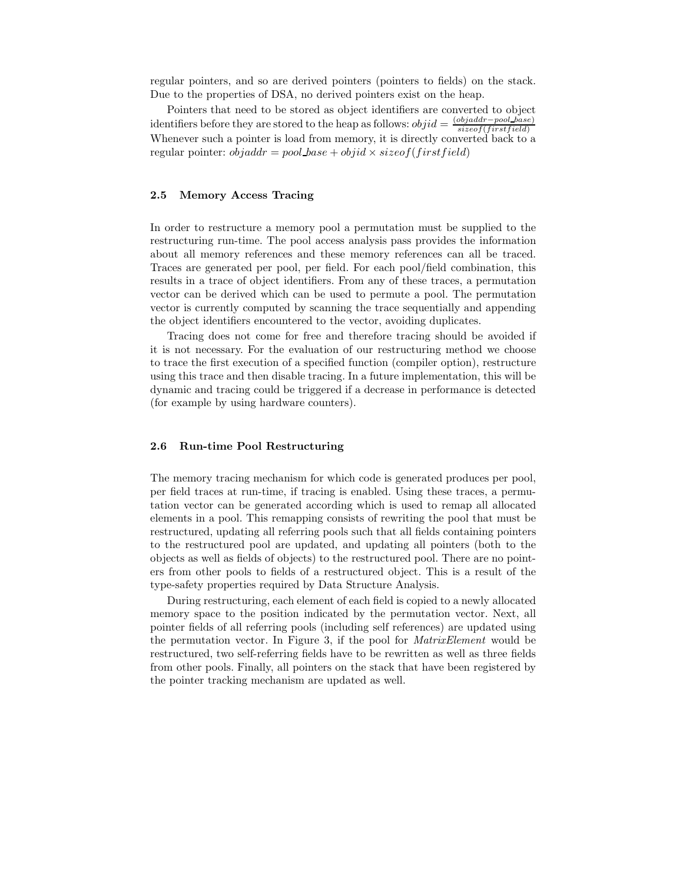regular pointers, and so are derived pointers (pointers to fields) on the stack. Due to the properties of DSA, no derived pointers exist on the heap.

Pointers that need to be stored as object identifiers are converted to object identifiers before they are stored to the heap as follows: $objid = \frac{(objaddr - pool\_base)}{sizeof(firstfield)}$ Whenever such a pointer is load from memory, it is directly converted back to a regular pointer: $objaddr = pool\_base + objid \times sizeof(firstfield)$

### 2.5 Memory Access Tracing

In order to restructure a memory pool a permutation must be supplied to the restructuring run-time. The pool access analysis pass provides the information about all memory references and these memory references can all be traced. Traces are generated per pool, per field. For each pool/field combination, this results in a trace of object identifiers. From any of these traces, a permutation vector can be derived which can be used to permute a pool. The permutation vector is currently computed by scanning the trace sequentially and appending the object identifiers encountered to the vector, avoiding duplicates.

Tracing does not come for free and therefore tracing should be avoided if it is not necessary. For the evaluation of our restructuring method we choose to trace the first execution of a specified function (compiler option), restructure using this trace and then disable tracing. In a future implementation, this will be dynamic and tracing could be triggered if a decrease in performance is detected (for example by using hardware counters).

### 2.6 Run-time Pool Restructuring

The memory tracing mechanism for which code is generated produces per pool, per field traces at run-time, if tracing is enabled. Using these traces, a permutation vector can be generated according which is used to remap all allocated elements in a pool. This remapping consists of rewriting the pool that must be restructured, updating all referring pools such that all fields containing pointers to the restructured pool are updated, and updating all pointers (both to the objects as well as fields of objects) to the restructured pool. There are no pointers from other pools to fields of a restructured object. This is a result of the type-safety properties required by Data Structure Analysis.

During restructuring, each element of each field is copied to a newly allocated memory space to the position indicated by the permutation vector. Next, all pointer fields of all referring pools (including self references) are updated using the permutation vector. In Figure 3, if the pool for *MatrixElement* would be restructured, two self-referring fields have to be rewritten as well as three fields from other pools. Finally, all pointers on the stack that have been registered by the pointer tracking mechanism are updated as well.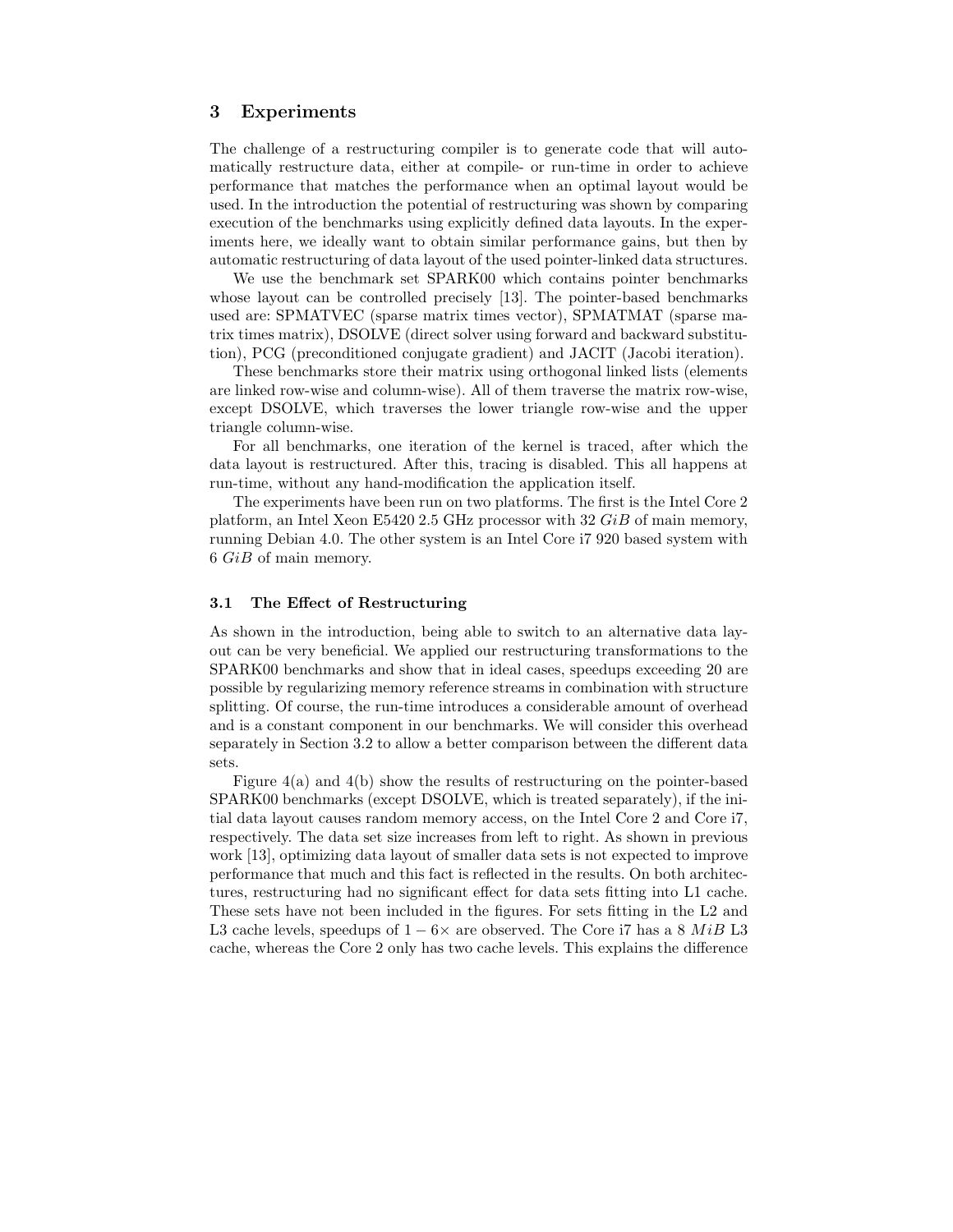## 3 Experiments

The challenge of a restructuring compiler is to generate code that will automatically restructure data, either at compile- or run-time in order to achieve performance that matches the performance when an optimal layout would be used. In the introduction the potential of restructuring was shown by comparing execution of the benchmarks using explicitly defined data layouts. In the experiments here, we ideally want to obtain similar performance gains, but then by automatic restructuring of data layout of the used pointer-linked data structures.

We use the benchmark set SPARK00 which contains pointer benchmarks whose layout can be controlled precisely [13]. The pointer-based benchmarks used are: SPMATVEC (sparse matrix times vector), SPMATMAT (sparse matrix times matrix), DSOLVE (direct solver using forward and backward substitution), PCG (preconditioned conjugate gradient) and JACIT (Jacobi iteration).

These benchmarks store their matrix using orthogonal linked lists (elements are linked row-wise and column-wise). All of them traverse the matrix row-wise, except DSOLVE, which traverses the lower triangle row-wise and the upper triangle column-wise.

For all benchmarks, one iteration of the kernel is traced, after which the data layout is restructured. After this, tracing is disabled. This all happens at run-time, without any hand-modification the application itself.

The experiments have been run on two platforms. The first is the Intel Core 2 platform, an Intel Xeon E5420 2.5 GHz processor with 32 $GiB$ of main memory, running Debian 4.0. The other system is an Intel Core i7 920 based system with 6 $GiB$ of main memory.

### 3.1 The Effect of Restructuring

As shown in the introduction, being able to switch to an alternative data layout can be very beneficial. We applied our restructuring transformations to the SPARK00 benchmarks and show that in ideal cases, speedups exceeding 20 are possible by regularizing memory reference streams in combination with structure splitting. Of course, the run-time introduces a considerable amount of overhead and is a constant component in our benchmarks. We will consider this overhead separately in Section 3.2 to allow a better comparison between the different data sets.

Figure 4(a) and 4(b) show the results of restructuring on the pointer-based SPARK00 benchmarks (except DSOLVE, which is treated separately), if the initial data layout causes random memory access, on the Intel Core 2 and Core i7, respectively. The data set size increases from left to right. As shown in previous work [13], optimizing data layout of smaller data sets is not expected to improve performance that much and this fact is reflected in the results. On both architectures, restructuring had no significant effect for data sets fitting into L1 cache. These sets have not been included in the figures. For sets fitting in the L2 and L3 cache levels, speedups of $1 - 6\times$ are observed. The Core i7 has a 8 $MiB$ L3 cache, whereas the Core 2 only has two cache levels. This explains the difference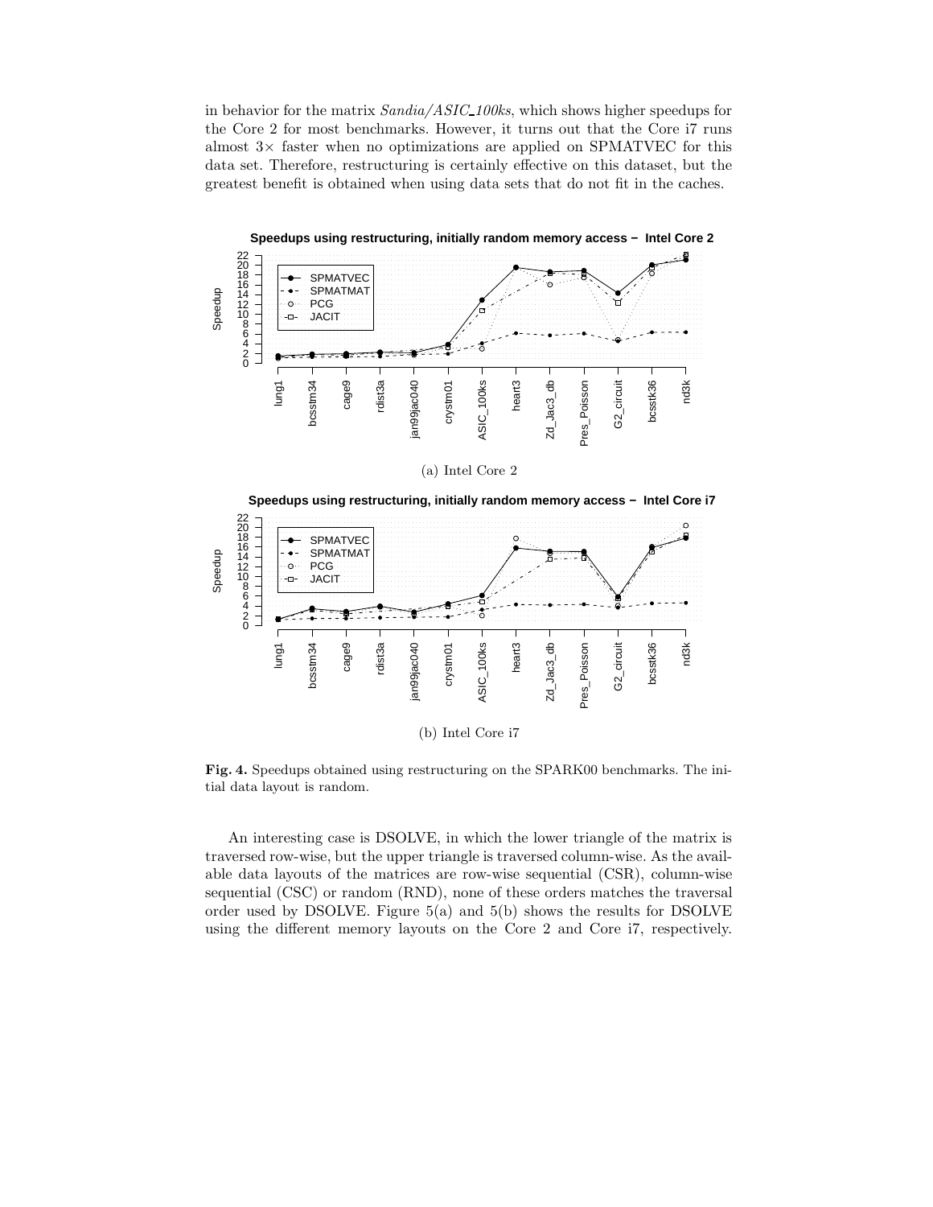in behavior for the matrix *Sandia/ASIC_100ks*, which shows higher speedups for the Core 2 for most benchmarks. However, it turns out that the Core i7 runs almost 3× faster when no optimizations are applied on SPMATVEC for this data set. Therefore, restructuring is certainly effective on this dataset, but the greatest benefit is obtained when using data sets that do not fit in the caches.

(a) Intel Core 2

(b) Intel Core i7

**Fig. 4.** Speedups obtained using restructuring on the SPARK00 benchmarks. The initial data layout is random.

An interesting case is DSOLVE, in which the lower triangle of the matrix is traversed row-wise, but the upper triangle is traversed column-wise. As the available data layouts of the matrices are row-wise sequential (CSR), column-wise sequential (CSC) or random (RND), none of these orders matches the traversal order used by DSOLVE. Figure 5(a) and 5(b) shows the results for DSOLVE using the different memory layouts on the Core 2 and Core i7, respectively.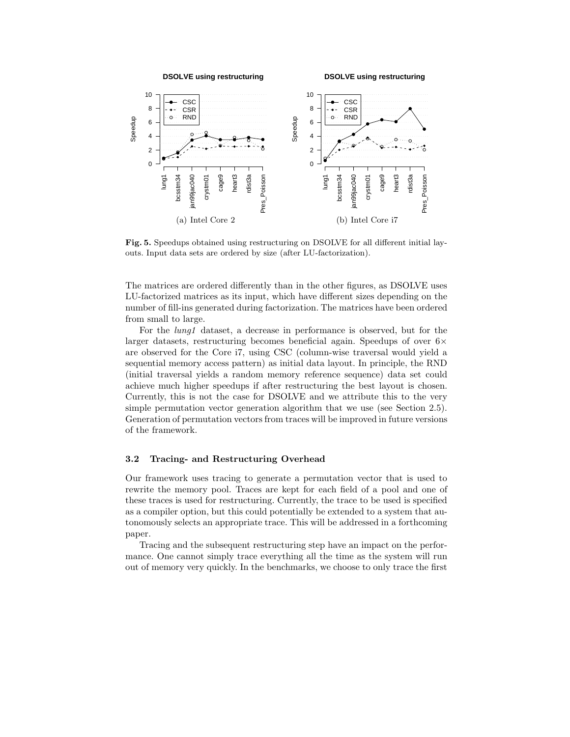**Fig. 5.** Speedups obtained using restructuring on DSOLVE for all different initial layouts. Input data sets are ordered by size (after LU-factorization).

The matrices are ordered differently than in the other figures, as DSOLVE uses LU-factorized matrices as its input, which have different sizes depending on the number of fill-ins generated during factorization. The matrices have been ordered from small to large.

For the *lung1* dataset, a decrease in performance is observed, but for the larger datasets, restructuring becomes beneficial again. Speedups of over $6\times$ are observed for the Core i7, using CSC (column-wise traversal would yield a sequential memory access pattern) as initial data layout. In principle, the RND (initial traversal yields a random memory reference sequence) data set could achieve much higher speedups if after restructuring the best layout is chosen. Currently, this is not the case for DSOLVE and we attribute this to the very simple permutation vector generation algorithm that we use (see Section 2.5). Generation of permutation vectors from traces will be improved in future versions of the framework.

### 3.2 Tracing- and Restructuring Overhead

Our framework uses tracing to generate a permutation vector that is used to rewrite the memory pool. Traces are kept for each field of a pool and one of these traces is used for restructuring. Currently, the trace to be used is specified as a compiler option, but this could potentially be extended to a system that autonomously selects an appropriate trace. This will be addressed in a forthcoming paper.

Tracing and the subsequent restructuring step have an impact on the performance. One cannot simply trace everything all the time as the system will run out of memory very quickly. In the benchmarks, we choose to only trace the first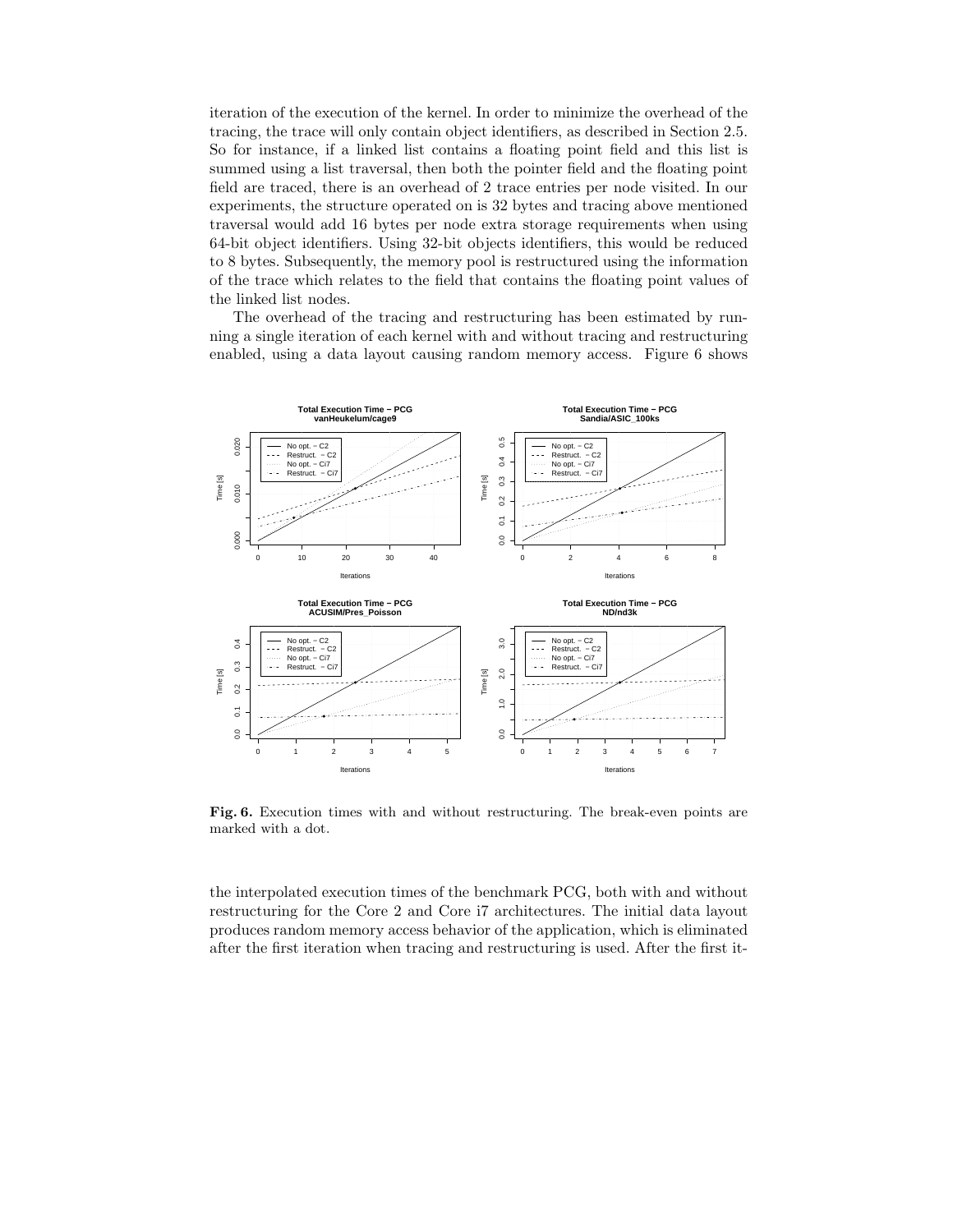iteration of the execution of the kernel. In order to minimize the overhead of the tracing, the trace will only contain object identifiers, as described in Section 2.5. So for instance, if a linked list contains a floating point field and this list is summed using a list traversal, then both the pointer field and the floating point field are traced, there is an overhead of 2 trace entries per node visited. In our experiments, the structure operated on is 32 bytes and tracing above mentioned traversal would add 16 bytes per node extra storage requirements when using 64-bit object identifiers. Using 32-bit objects identifiers, this would be reduced to 8 bytes. Subsequently, the memory pool is restructured using the information of the trace which relates to the field that contains the floating point values of the linked list nodes.

The overhead of the tracing and restructuring has been estimated by running a single iteration of each kernel with and without tracing and restructuring enabled, using a data layout causing random memory access. Figure 6 shows

**Fig. 6.** Execution times with and without restructuring. The break-even points are marked with a dot.

the interpolated execution times of the benchmark PCG, both with and without restructuring for the Core 2 and Core i7 architectures. The initial data layout produces random memory access behavior of the application, which is eliminated after the first iteration when tracing and restructuring is used. After the first it-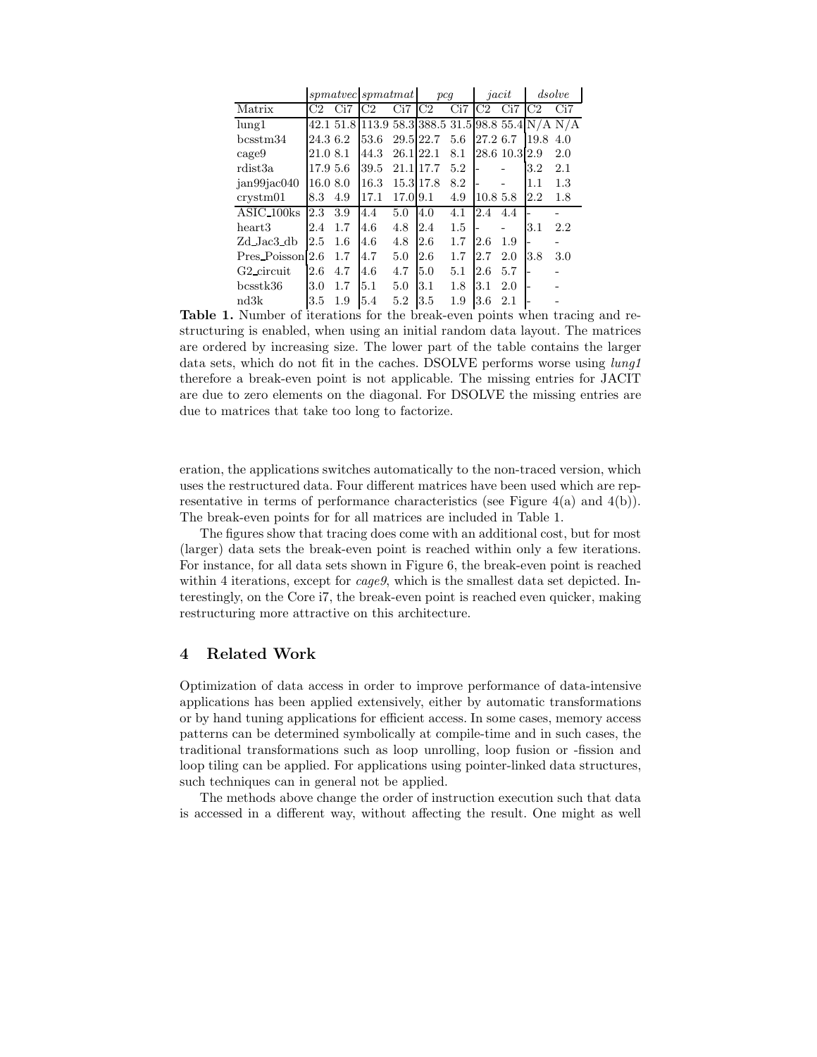| | *spmatvec* | | *spmatmat* | | *pcg* | | *jacit* | | *dsolve* | |
|---|---|---|---|---|---|---|---|---|---|---|
| Matrix | C2 | Ci7 | C2 | Ci7 | C2 | Ci7 | C2 | Ci7 | C2 | Ci7 |
| lung1 | 42.1 | 51.8 | 113.9 | 58.3 | 388.5 | 31.5 | 98.8 | 55.4 | N/A | N/A |
| bcsstm34 | 24.3 | 6.2 | 53.6 | 29.5 | 22.7 | 5.6 | 27.2 | 6.7 | 19.8 | 4.0 |
| cage9 | 21.0 | 8.1 | 44.3 | 26.1 | 22.1 | 8.1 | 28.6 | 10.3 | 2.9 | 2.0 |
| rdist3a | 17.9 | 5.6 | 39.5 | 21.1 | 17.7 | 5.2 | - | - | 3.2 | 2.1 |
| jan99jac040 | 16.0 | 8.0 | 16.3 | 15.3 | 17.8 | 8.2 | - | - | 1.1 | 1.3 |
| crystm01 | 8.3 | 4.9 | 17.1 | 17.0 | 9.1 | 4.9 | 10.8 | 5.8 | 2.2 | 1.8 |
| ASIC_100ks | 2.3 | 3.9 | 4.4 | 5.0 | 4.0 | 4.1 | 2.4 | 4.4 | - | - |
| heart3 | 2.4 | 1.7 | 4.6 | 4.8 | 2.4 | 1.5 | - | - | 3.1 | 2.2 |
| Zd_Jac3_db | 2.5 | 1.6 | 4.6 | 4.8 | 2.6 | 1.7 | 2.6 | 1.9 | - | - |
| Pres_Poisson | 2.6 | 1.7 | 4.7 | 5.0 | 2.6 | 1.7 | 2.7 | 2.0 | 3.8 | 3.0 |
| G2_circuit | 2.6 | 4.7 | 4.6 | 4.7 | 5.0 | 5.1 | 2.6 | 5.7 | - | - |
| bcsstk36 | 3.0 | 1.7 | 5.1 | 5.0 | 3.1 | 1.8 | 3.1 | 2.0 | - | - |
| nd3k | 3.5 | 1.9 | 5.4 | 5.2 | 3.5 | 1.9 | 3.6 | 2.1 | - | - |

**Table 1.** Number of iterations for the break-even points when tracing and restructuring is enabled, when using an initial random data layout. The matrices are ordered by increasing size. The lower part of the table contains the larger data sets, which do not fit in the caches. DSOLVE performs worse using *lung1* therefore a break-even point is not applicable. The missing entries for JACIT are due to zero elements on the diagonal. For DSOLVE the missing entries are due to matrices that take too long to factorize.

eration, the applications switches automatically to the non-traced version, which uses the restructured data. Four different matrices have been used which are representative in terms of performance characteristics (see Figure 4(a) and 4(b)). The break-even points for for all matrices are included in Table 1.

The figures show that tracing does come with an additional cost, but for most (larger) data sets the break-even point is reached within only a few iterations. For instance, for all data sets shown in Figure 6, the break-even point is reached within 4 iterations, except for *cage9*, which is the smallest data set depicted. Interestingly, on the Core i7, the break-even point is reached even quicker, making restructuring more attractive on this architecture.

## 4 Related Work

Optimization of data access in order to improve performance of data-intensive applications has been applied extensively, either by automatic transformations or by hand tuning applications for efficient access. In some cases, memory access patterns can be determined symbolically at compile-time and in such cases, the traditional transformations such as loop unrolling, loop fusion or -fission and loop tiling can be applied. For applications using pointer-linked data structures, such techniques can in general not be applied.

The methods above change the order of instruction execution such that data is accessed in a different way, without affecting the result. One might as well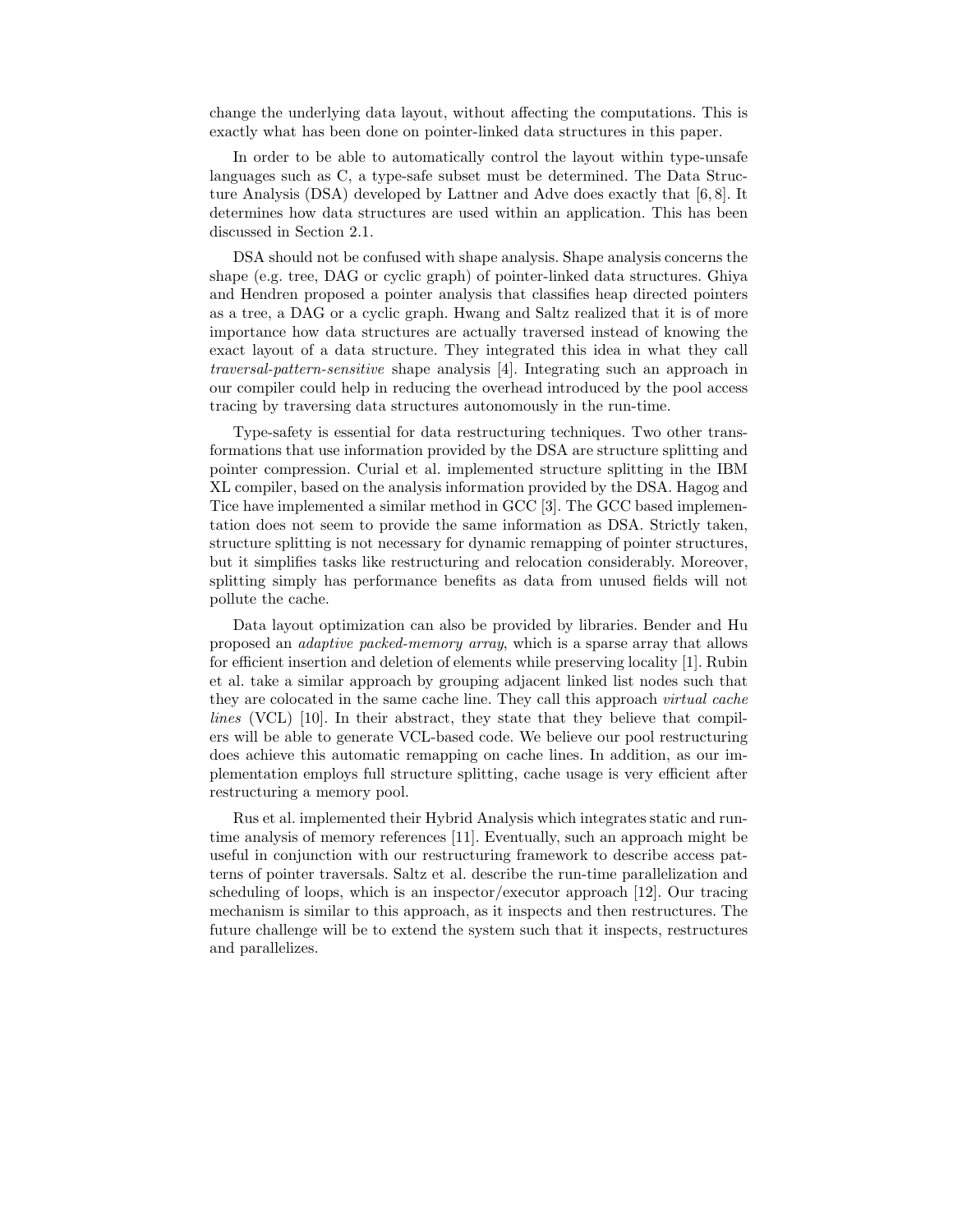change the underlying data layout, without affecting the computations. This is exactly what has been done on pointer-linked data structures in this paper.

In order to be able to automatically control the layout within type-unsafe languages such as C, a type-safe subset must be determined. The Data Structure Analysis (DSA) developed by Lattner and Adve does exactly that [6, 8]. It determines how data structures are used within an application. This has been discussed in Section 2.1.

DSA should not be confused with shape analysis. Shape analysis concerns the shape (e.g. tree, DAG or cyclic graph) of pointer-linked data structures. Ghiya and Hendren proposed a pointer analysis that classifies heap directed pointers as a tree, a DAG or a cyclic graph. Hwang and Saltz realized that it is of more importance how data structures are actually traversed instead of knowing the exact layout of a data structure. They integrated this idea in what they call *traversal-pattern-sensitive* shape analysis [4]. Integrating such an approach in our compiler could help in reducing the overhead introduced by the pool access tracing by traversing data structures autonomously in the run-time.

Type-safety is essential for data restructuring techniques. Two other transformations that use information provided by the DSA are structure splitting and pointer compression. Curial et al. implemented structure splitting in the IBM XL compiler, based on the analysis information provided by the DSA. Hagog and Tice have implemented a similar method in GCC [3]. The GCC based implementation does not seem to provide the same information as DSA. Strictly taken, structure splitting is not necessary for dynamic remapping of pointer structures, but it simplifies tasks like restructuring and relocation considerably. Moreover, splitting simply has performance benefits as data from unused fields will not pollute the cache.

Data layout optimization can also be provided by libraries. Bender and Hu proposed an *adaptive packed-memory array*, which is a sparse array that allows for efficient insertion and deletion of elements while preserving locality [1]. Rubin et al. take a similar approach by grouping adjacent linked list nodes such that they are colocated in the same cache line. They call this approach *virtual cache lines* (VCL) [10]. In their abstract, they state that they believe that compilers will be able to generate VCL-based code. We believe our pool restructuring does achieve this automatic remapping on cache lines. In addition, as our implementation employs full structure splitting, cache usage is very efficient after restructuring a memory pool.

Rus et al. implemented their Hybrid Analysis which integrates static and run-time analysis of memory references [11]. Eventually, such an approach might be useful in conjunction with our restructuring framework to describe access patterns of pointer traversals. Saltz et al. describe the run-time parallelization and scheduling of loops, which is an inspector/executor approach [12]. Our tracing mechanism is similar to this approach, as it inspects and then restructures. The future challenge will be to extend the system such that it inspects, restructures and parallelizes.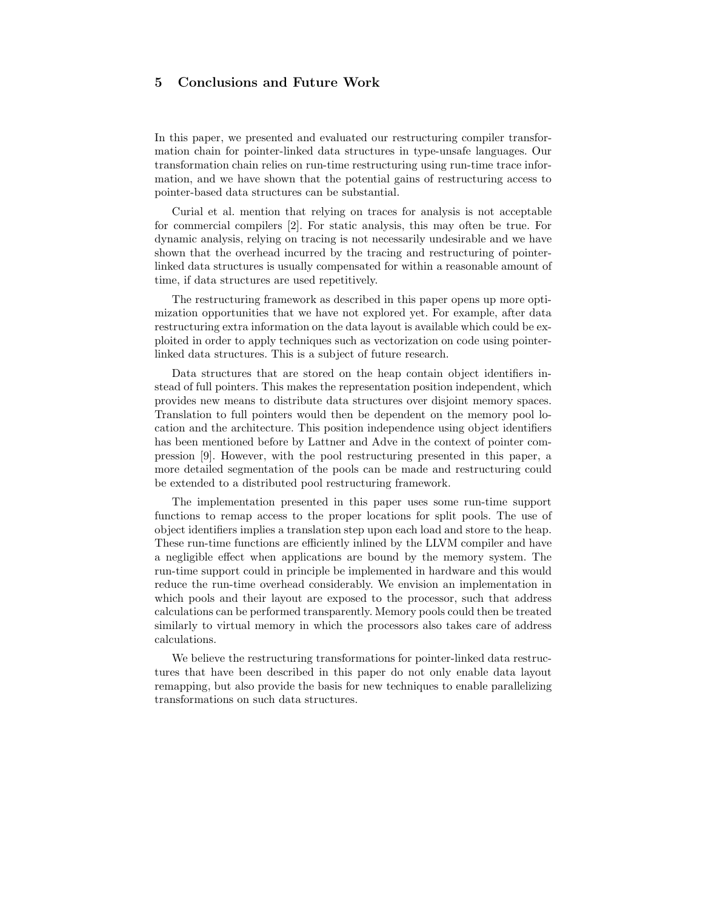## 5 Conclusions and Future Work

In this paper, we presented and evaluated our restructuring compiler transformation chain for pointer-linked data structures in type-unsafe languages. Our transformation chain relies on run-time restructuring using run-time trace information, and we have shown that the potential gains of restructuring access to pointer-based data structures can be substantial.

Curial et al. mention that relying on traces for analysis is not acceptable for commercial compilers [2]. For static analysis, this may often be true. For dynamic analysis, relying on tracing is not necessarily undesirable and we have shown that the overhead incurred by the tracing and restructuring of pointer-linked data structures is usually compensated for within a reasonable amount of time, if data structures are used repetitively.

The restructuring framework as described in this paper opens up more optimization opportunities that we have not explored yet. For example, after data restructuring extra information on the data layout is available which could be exploited in order to apply techniques such as vectorization on code using pointer-linked data structures. This is a subject of future research.

Data structures that are stored on the heap contain object identifiers instead of full pointers. This makes the representation position independent, which provides new means to distribute data structures over disjoint memory spaces. Translation to full pointers would then be dependent on the memory pool location and the architecture. This position independence using object identifiers has been mentioned before by Lattner and Adve in the context of pointer compression [9]. However, with the pool restructuring presented in this paper, a more detailed segmentation of the pools can be made and restructuring could be extended to a distributed pool restructuring framework.

The implementation presented in this paper uses some run-time support functions to remap access to the proper locations for split pools. The use of object identifiers implies a translation step upon each load and store to the heap. These run-time functions are efficiently inlined by the LLVM compiler and have a negligible effect when applications are bound by the memory system. The run-time support could in principle be implemented in hardware and this would reduce the run-time overhead considerably. We envision an implementation in which pools and their layout are exposed to the processor, such that address calculations can be performed transparently. Memory pools could then be treated similarly to virtual memory in which the processors also takes care of address calculations.

We believe the restructuring transformations for pointer-linked data restructures that have been described in this paper do not only enable data layout remapping, but also provide the basis for new techniques to enable parallelizing transformations on such data structures.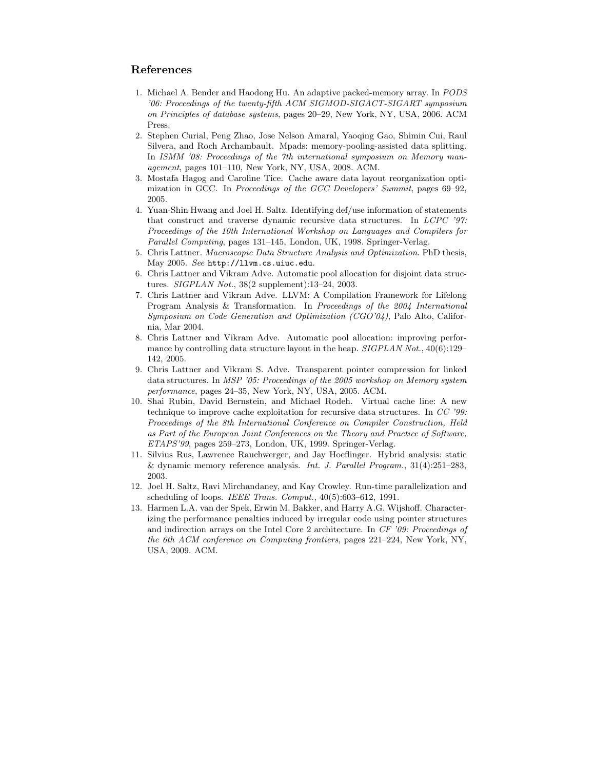## References

1. Michael A. Bender and Haodong Hu. An adaptive packed-memory array. In *PODS '06: Proceedings of the twenty-fifth ACM SIGMOD-SIGACT-SIGART symposium on Principles of database systems*, pages 20–29, New York, NY, USA, 2006. ACM Press.
2. Stephen Curial, Peng Zhao, Jose Nelson Amaral, Yaoqing Gao, Shimin Cui, Raul Silvera, and Roch Archambault. Mpads: memory-pooling-assisted data splitting. In *ISMM '08: Proceedings of the 7th international symposium on Memory management*, pages 101–110, New York, NY, USA, 2008. ACM.
3. Mostafa Hagog and Caroline Tice. Cache aware data layout reorganization optimization in GCC. In *Proceedings of the GCC Developers' Summit*, pages 69–92, 2005.
4. Yuan-Shin Hwang and Joel H. Saltz. Identifying def/use information of statements that construct and traverse dynamic recursive data structures. In *LCPC '97: Proceedings of the 10th International Workshop on Languages and Compilers for Parallel Computing*, pages 131–145, London, UK, 1998. Springer-Verlag.
5. Chris Lattner. *Macroscopic Data Structure Analysis and Optimization*. PhD thesis, May 2005. *See* `http://llvm.cs.uiuc.edu`.
6. Chris Lattner and Vikram Adve. Automatic pool allocation for disjoint data structures. *SIGPLAN Not.*, 38(2 supplement):13–24, 2003.
7. Chris Lattner and Vikram Adve. LLVM: A Compilation Framework for Lifelong Program Analysis & Transformation. In *Proceedings of the 2004 International Symposium on Code Generation and Optimization (CGO'04)*, Palo Alto, California, Mar 2004.
8. Chris Lattner and Vikram Adve. Automatic pool allocation: improving performance by controlling data structure layout in the heap. *SIGPLAN Not.*, 40(6):129–142, 2005.
9. Chris Lattner and Vikram S. Adve. Transparent pointer compression for linked data structures. In *MSP '05: Proceedings of the 2005 workshop on Memory system performance*, pages 24–35, New York, NY, USA, 2005. ACM.
10. Shai Rubin, David Bernstein, and Michael Rodeh. Virtual cache line: A new technique to improve cache exploitation for recursive data structures. In *CC '99: Proceedings of the 8th International Conference on Compiler Construction, Held as Part of the European Joint Conferences on the Theory and Practice of Software, ETAPS'99*, pages 259–273, London, UK, 1999. Springer-Verlag.
11. Silvius Rus, Lawrence Rauchwerger, and Jay Hoeflinger. Hybrid analysis: static & dynamic memory reference analysis. *Int. J. Parallel Program.*, 31(4):251–283, 2003.
12. Joel H. Saltz, Ravi Mirchandaney, and Kay Crowley. Run-time parallelization and scheduling of loops. *IEEE Trans. Comput.*, 40(5):603–612, 1991.
13. Harmen L.A. van der Spek, Erwin M. Bakker, and Harry A.G. Wijshoff. Characterizing the performance penalties induced by irregular code using pointer structures and indirection arrays on the Intel Core 2 architecture. In *CF '09: Proceedings of the 6th ACM conference on Computing frontiers*, pages 221–224, New York, NY, USA, 2009. ACM.